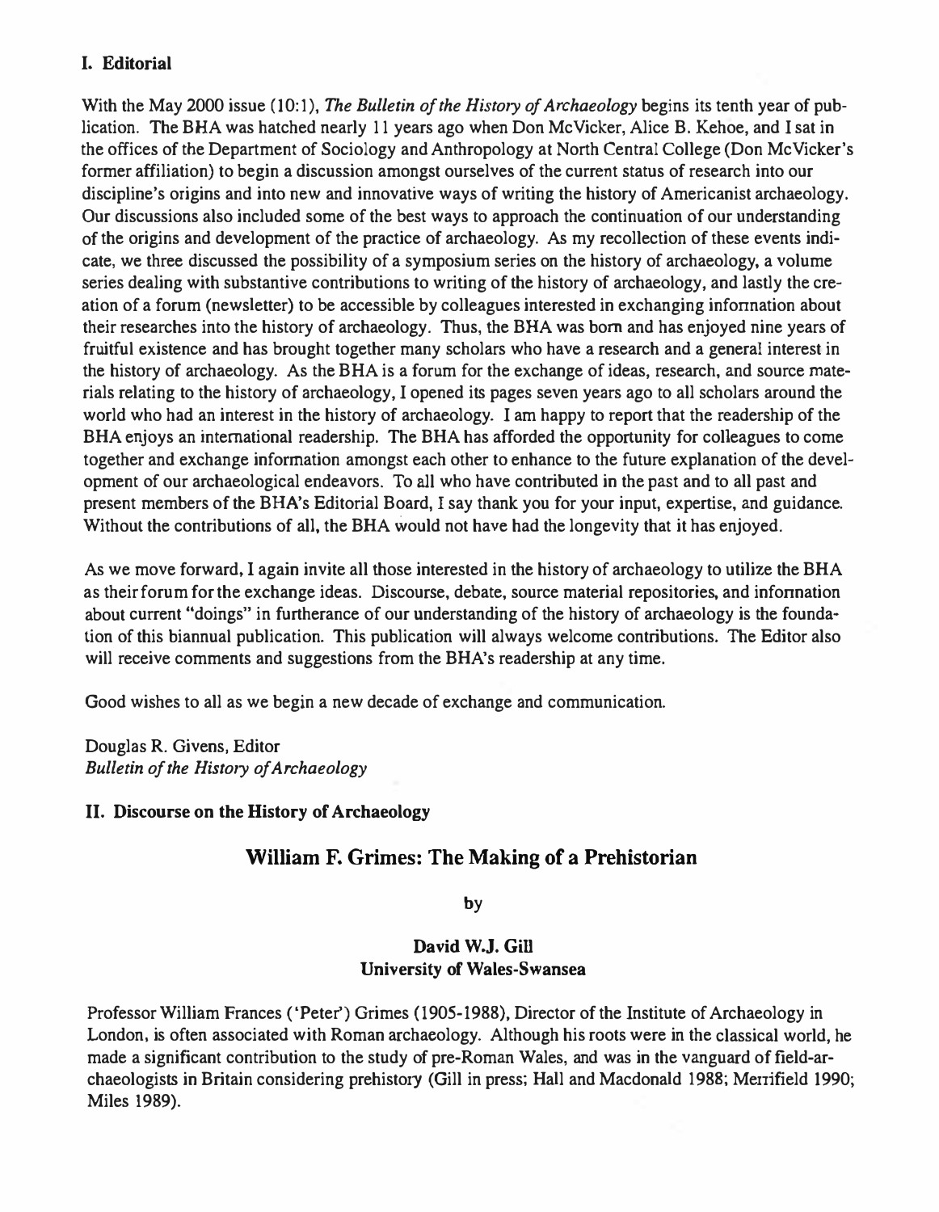## I. Editorial

With the May 2000 issue (10:1), *The Bulletin of the History of Archaeology* begins its tenth year of publication. The BHA was hatched nearly 11 years ago when Don McVicker, Alice B. Kehoe, and I sat in the offices of the Department of Sociology and Anthropology at North Central College (Don McVicker's former affiliation) to begin a discussion amongst ourselves of the current status of research into our discipline's origins and into new and innovative ways of writing the history of Americanist archaeology. Our discussions also included some of the best ways to approach the continuation of our understanding of the origins and development of the practice of archaeology. As my recollection of these events indicate, we three discussed the possibility of a symposium series on the history of archaeology, a volume series dealing with substantive contributions to writing of the history of archaeology, and lastly the creation of a forum (newsletter) to be accessible by colleagues interested in exchanging information about their researches into the history of archaeology. Thus, the BHA was born and has enjoyed nine years of fruitful existence and has brought together many scholars who have a research and a general interest in the history of archaeology. As the BHA is a forum for the exchange of ideas, research, and source materials relating to the history of archaeology, I opened its pages seven years ago to all scholars around the world who had an interest in the history of archaeology. I am happy to report that the readership of the BHA enjoys an international readership. The BHA has afforded the opportunity for colleagues to come together and exchange information amongst each other to enhance to the future explanation of the development of our archaeological endeavors. To all who have contributed in the past and to all past and present members of the BHA's Editorial Board, I say thank you for your input, expertise, and guidance. Without the contributions of all, the BHA would not have had the longevity that it has enjoyed.

As we move forward, I again invite all those interested in the history of archaeology to utilize the BHA as their forum for the exchange ideas. Discourse, debate, source material repositories, and information about current "doings" in furtherance of our understanding of the history of archaeology is the foundation of this biannual publication. This publication will always welcome contributions. The Editor also will receive comments and suggestions from the BHA's readership at any time.

Good wishes to all as we begin a new decade of exchange and communication.

Douglas R. Givens, Editor
*Bulletin of the History of Archaeology*

## II. Discourse on the History of Archaeology

# William F. Grimes: The Making of a Prehistorian

by

**David W.J. Gill**
**University of Wales-Swansea**

Professor William Frances ('Peter') Grimes (1905-1988), Director of the Institute of Archaeology in London, is often associated with Roman archaeology. Although his roots were in the classical world, he made a significant contribution to the study of pre-Roman Wales, and was in the vanguard of field-archaeologists in Britain considering prehistory (Gill in press; Hall and Macdonald 1988; Merrifield 1990; Miles 1989).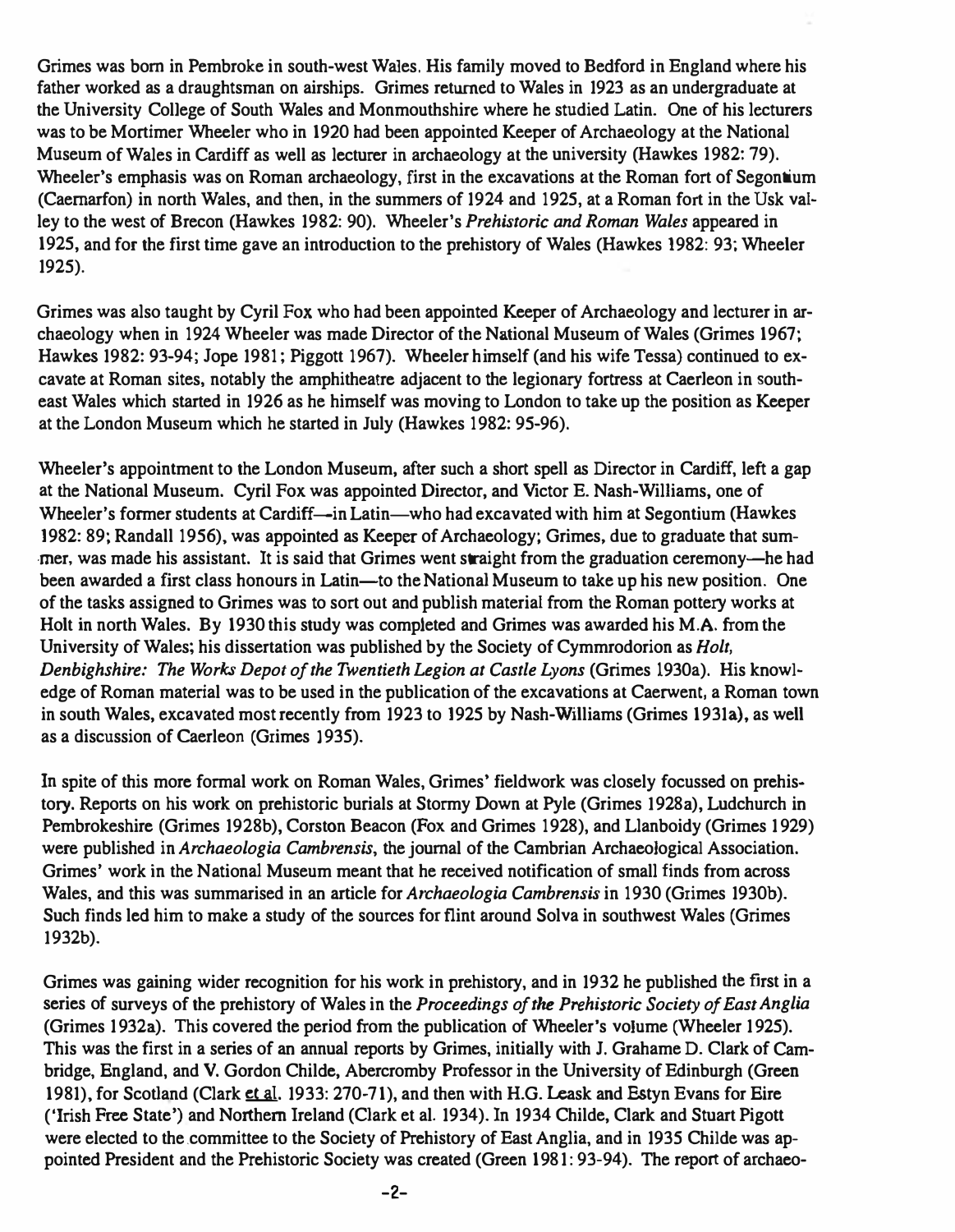Grimes was born in Pembroke in south-west Wales. His family moved to Bedford in England where his father worked as a draughtsman on airships. Grimes returned to Wales in 1923 as an undergraduate at the University College of South Wales and Monmouthshire where he studied Latin. One of his lecturers was to be Mortimer Wheeler who in 1920 had been appointed Keeper of Archaeology at the National Museum of Wales in Cardiff as well as lecturer in archaeology at the university (Hawkes 1982: 79). Wheeler's emphasis was on Roman archaeology, first in the excavations at the Roman fort of Segontium (Caernarfon) in north Wales, and then, in the summers of 1924 and 1925, at a Roman fort in the Usk valley to the west of Brecon (Hawkes 1982: 90). Wheeler's *Prehistoric and Roman Wales* appeared in 1925, and for the first time gave an introduction to the prehistory of Wales (Hawkes 1982: 93; Wheeler 1925).

Grimes was also taught by Cyril Fox who had been appointed Keeper of Archaeology and lecturer in archaeology when in 1924 Wheeler was made Director of the National Museum of Wales (Grimes 1967; Hawkes 1982: 93-94; Jope 1981; Piggott 1967). Wheeler himself (and his wife Tessa) continued to excavate at Roman sites, notably the amphitheatre adjacent to the legionary fortress at Caerleon in south-east Wales which started in 1926 as he himself was moving to London to take up the position as Keeper at the London Museum which he started in July (Hawkes 1982: 95-96).

Wheeler's appointment to the London Museum, after such a short spell as Director in Cardiff, left a gap at the National Museum. Cyril Fox was appointed Director, and Victor E. Nash-Williams, one of Wheeler's former students at Cardiff—in Latin—who had excavated with him at Segontium (Hawkes 1982: 89; Randall 1956), was appointed as Keeper of Archaeology; Grimes, due to graduate that summer, was made his assistant. It is said that Grimes went straight from the graduation ceremony—he had been awarded a first class honours in Latin—to the National Museum to take up his new position. One of the tasks assigned to Grimes was to sort out and publish material from the Roman pottery works at Holt in north Wales. By 1930 this study was completed and Grimes was awarded his M.A. from the University of Wales; his dissertation was published by the Society of Cymmrodorion as *Holt, Denbighshire: The Works Depot of the Twentieth Legion at Castle Lyons* (Grimes 1930a). His knowledge of Roman material was to be used in the publication of the excavations at Caerwent, a Roman town in south Wales, excavated most recently from 1923 to 1925 by Nash-Williams (Grimes 1931a), as well as a discussion of Caerleon (Grimes 1935).

In spite of this more formal work on Roman Wales, Grimes' fieldwork was closely focussed on prehistory. Reports on his work on prehistoric burials at Stormy Down at Pyle (Grimes 1928a), Ludchurch in Pembrokeshire (Grimes 1928b), Corston Beacon (Fox and Grimes 1928), and Llanboidy (Grimes 1929) were published in *Archaeologia Cambrensis*, the journal of the Cambrian Archaeological Association. Grimes' work in the National Museum meant that he received notification of small finds from across Wales, and this was summarised in an article for *Archaeologia Cambrensis* in 1930 (Grimes 1930b). Such finds led him to make a study of the sources for flint around Solva in southwest Wales (Grimes 1932b).

Grimes was gaining wider recognition for his work in prehistory, and in 1932 he published the first in a series of surveys of the prehistory of Wales in the *Proceedings of the Prehistoric Society of East Anglia* (Grimes 1932a). This covered the period from the publication of Wheeler's volume (Wheeler 1925). This was the first in a series of an annual reports by Grimes, initially with J. Grahame D. Clark of Cambridge, England, and V. Gordon Childe, Abercromby Professor in the University of Edinburgh (Green 1981), for Scotland (Clark et al. 1933: 270-71), and then with H.G. Leask and Estyn Evans for Eire ('Irish Free State') and Northern Ireland (Clark et al. 1934). In 1934 Childe, Clark and Stuart Pigott were elected to the committee to the Society of Prehistory of East Anglia, and in 1935 Childe was appointed President and the Prehistoric Society was created (Green 1981: 93-94). The report of archaeo-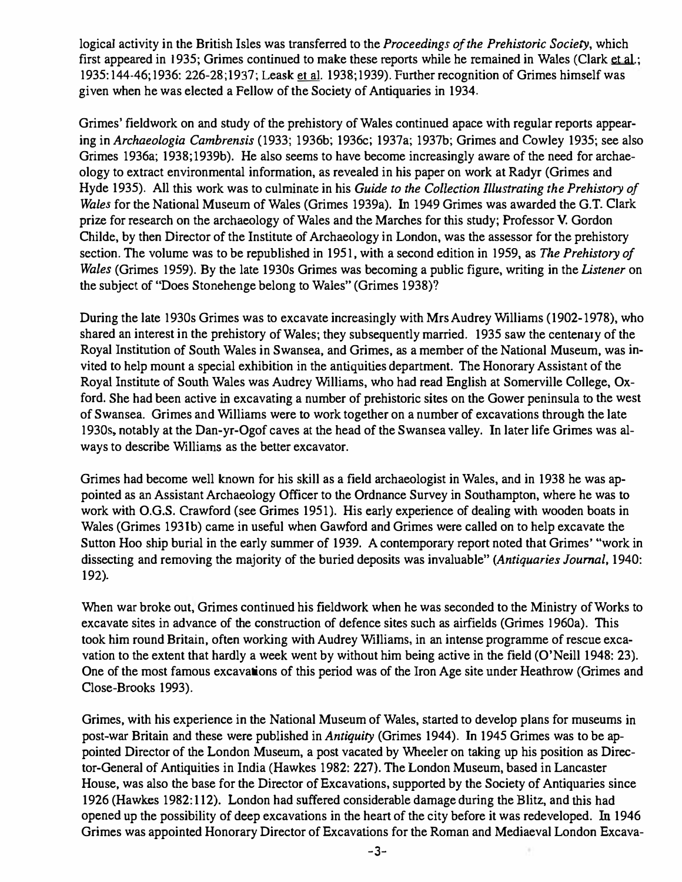logical activity in the British Isles was transferred to the *Proceedings of the Prehistoric Society*, which first appeared in 1935; Grimes continued to make these reports while he remained in Wales (Clark et al.; 1935:144-46;1936: 226-28;1937; Leask et al. 1938;1939). Further recognition of Grimes himself was given when he was elected a Fellow of the Society of Antiquaries in 1934.

Grimes' fieldwork on and study of the prehistory of Wales continued apace with regular reports appearing in *Archaeologia Cambrensis* (1933; 1936b; 1936c; 1937a; 1937b; Grimes and Cowley 1935; see also Grimes 1936a; 1938;1939b). He also seems to have become increasingly aware of the need for archaeology to extract environmental information, as revealed in his paper on work at Radyr (Grimes and Hyde 1935). All this work was to culminate in his *Guide to the Collection Illustrating the Prehistory of Wales* for the National Museum of Wales (Grimes 1939a). In 1949 Grimes was awarded the G.T. Clark prize for research on the archaeology of Wales and the Marches for this study; Professor V. Gordon Childe, by then Director of the Institute of Archaeology in London, was the assessor for the prehistory section. The volume was to be republished in 1951, with a second edition in 1959, as *The Prehistory of Wales* (Grimes 1959). By the late 1930s Grimes was becoming a public figure, writing in the *Listener* on the subject of "Does Stonehenge belong to Wales" (Grimes 1938)?

During the late 1930s Grimes was to excavate increasingly with Mrs Audrey Williams (1902-1978), who shared an interest in the prehistory of Wales; they subsequently married. 1935 saw the centenary of the Royal Institution of South Wales in Swansea, and Grimes, as a member of the National Museum, was invited to help mount a special exhibition in the antiquities department. The Honorary Assistant of the Royal Institute of South Wales was Audrey Williams, who had read English at Somerville College, Oxford. She had been active in excavating a number of prehistoric sites on the Gower peninsula to the west of Swansea. Grimes and Williams were to work together on a number of excavations through the late 1930s, notably at the Dan-yr-Ogof caves at the head of the Swansea valley. In later life Grimes was always to describe Williams as the better excavator.

Grimes had become well known for his skill as a field archaeologist in Wales, and in 1938 he was appointed as an Assistant Archaeology Officer to the Ordnance Survey in Southampton, where he was to work with O.G.S. Crawford (see Grimes 1951). His early experience of dealing with wooden boats in Wales (Grimes 1931b) came in useful when Gawford and Grimes were called on to help excavate the Sutton Hoo ship burial in the early summer of 1939. A contemporary report noted that Grimes' "work in dissecting and removing the majority of the buried deposits was invaluable" (*Antiquaries Journal*, 1940: 192).

When war broke out, Grimes continued his fieldwork when he was seconded to the Ministry of Works to excavate sites in advance of the construction of defence sites such as airfields (Grimes 1960a). This took him round Britain, often working with Audrey Williams, in an intense programme of rescue excavation to the extent that hardly a week went by without him being active in the field (O'Neill 1948: 23). One of the most famous excavations of this period was of the Iron Age site under Heathrow (Grimes and Close-Brooks 1993).

Grimes, with his experience in the National Museum of Wales, started to develop plans for museums in post-war Britain and these were published in *Antiquity* (Grimes 1944). In 1945 Grimes was to be appointed Director of the London Museum, a post vacated by Wheeler on taking up his position as Director-General of Antiquities in India (Hawkes 1982: 227). The London Museum, based in Lancaster House, was also the base for the Director of Excavations, supported by the Society of Antiquaries since 1926 (Hawkes 1982:112). London had suffered considerable damage during the Blitz, and this had opened up the possibility of deep excavations in the heart of the city before it was redeveloped. In 1946 Grimes was appointed Honorary Director of Excavations for the Roman and Mediaeval London Excava-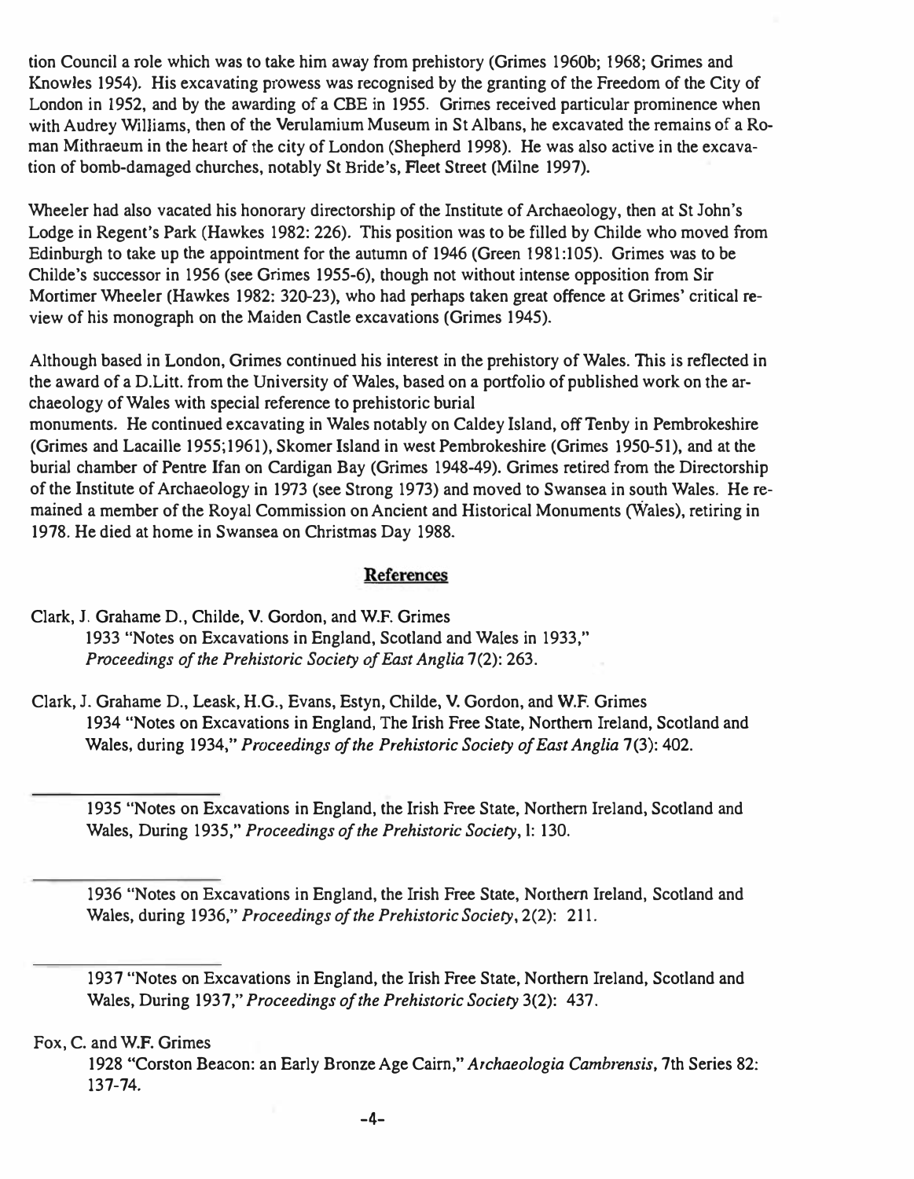tion Council a role which was to take him away from prehistory (Grimes 1960b; 1968; Grimes and Knowles 1954). His excavating prowess was recognised by the granting of the Freedom of the City of London in 1952, and by the awarding of a CBE in 1955. Grimes received particular prominence when with Audrey Williams, then of the Verulamium Museum in St Albans, he excavated the remains of a Roman Mithraeum in the heart of the city of London (Shepherd 1998). He was also active in the excavation of bomb-damaged churches, notably St Bride's, Fleet Street (Milne 1997).

Wheeler had also vacated his honorary directorship of the Institute of Archaeology, then at St John's Lodge in Regent's Park (Hawkes 1982: 226). This position was to be filled by Childe who moved from Edinburgh to take up the appointment for the autumn of 1946 (Green 1981:105). Grimes was to be Childe's successor in 1956 (see Grimes 1955-6), though not without intense opposition from Sir Mortimer Wheeler (Hawkes 1982: 320-23), who had perhaps taken great offence at Grimes' critical review of his monograph on the Maiden Castle excavations (Grimes 1945).

Although based in London, Grimes continued his interest in the prehistory of Wales. This is reflected in the award of a D.Litt. from the University of Wales, based on a portfolio of published work on the archaeology of Wales with special reference to prehistoric burial monuments. He continued excavating in Wales notably on Caldey Island, off Tenby in Pembrokeshire (Grimes and Lacaille 1955;1961), Skomer Island in west Pembrokeshire (Grimes 1950-51), and at the burial chamber of Pentre Ifan on Cardigan Bay (Grimes 1948-49). Grimes retired from the Directorship of the Institute of Archaeology in 1973 (see Strong 1973) and moved to Swansea in south Wales. He remained a member of the Royal Commission on Ancient and Historical Monuments (Wales), retiring in 1978. He died at home in Swansea on Christmas Day 1988.

## References

Clark, J. Grahame D., Childe, V. Gordon, and W.F. Grimes
1933 "Notes on Excavations in England, Scotland and Wales in 1933," *Proceedings of the Prehistoric Society of East Anglia* 7(2): 263.

Clark, J. Grahame D., Leask, H.G., Evans, Estyn, Childe, V. Gordon, and W.F. Grimes
1934 "Notes on Excavations in England, The Irish Free State, Northern Ireland, Scotland and Wales, during 1934," *Proceedings of the Prehistoric Society of East Anglia* 7(3): 402.

———
1935 "Notes on Excavations in England, the Irish Free State, Northern Ireland, Scotland and Wales, During 1935," *Proceedings of the Prehistoric Society*, 1: 130.

———
1936 "Notes on Excavations in England, the Irish Free State, Northern Ireland, Scotland and Wales, during 1936," *Proceedings of the Prehistoric Society*, 2(2): 211.

———
1937 "Notes on Excavations in England, the Irish Free State, Northern Ireland, Scotland and Wales, During 1937," *Proceedings of the Prehistoric Society* 3(2): 437.

Fox, C. and W.F. Grimes
1928 "Corston Beacon: an Early Bronze Age Cairn," *Archaeologia Cambrensis*, 7th Series 82: 137-74.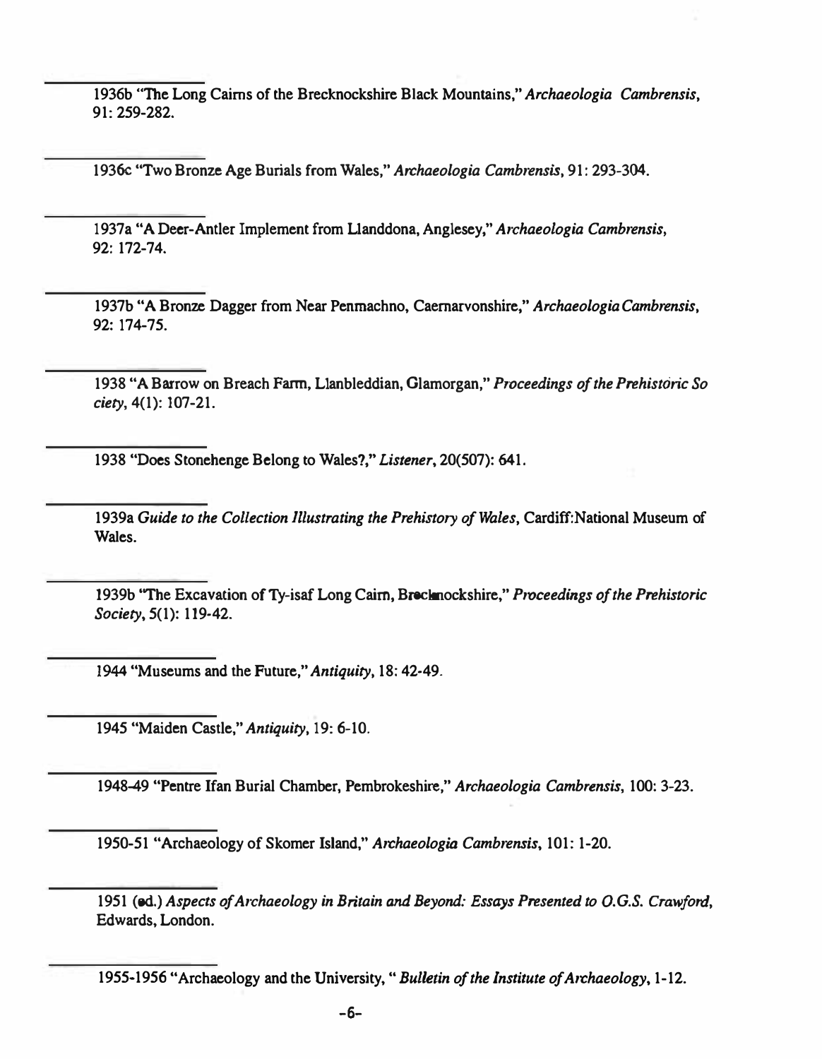———— 1936b "The Long Cairns of the Brecknockshire Black Mountains," *Archaeologia Cambrensis*, 91: 259-282.

———— 1936c "Two Bronze Age Burials from Wales," *Archaeologia Cambrensis*, 91: 293-304.

———— 1937a "A Deer-Antler Implement from Llanddona, Anglesey," *Archaeologia Cambrensis*, 92: 172-74.

———— 1937b "A Bronze Dagger from Near Penmachno, Caernarvonshire," *Archaeologia Cambrensis*, 92: 174-75.

———— 1938 "A Barrow on Breach Farm, Llanbleddian, Glamorgan," *Proceedings of the Prehistoric Society*, 4(1): 107-21.

———— 1938 "Does Stonehenge Belong to Wales?," *Listener*, 20(507): 641.

———— 1939a *Guide to the Collection Illustrating the Prehistory of Wales*, Cardiff:National Museum of Wales.

———— 1939b "The Excavation of Ty-isaf Long Cairn, Brecknockshire," *Proceedings of the Prehistoric Society*, 5(1): 119-42.

———— 1944 "Museums and the Future," *Antiquity*, 18: 42-49.

———— 1945 "Maiden Castle," *Antiquity*, 19: 6-10.

———— 1948-49 "Pentre Ifan Burial Chamber, Pembrokeshire," *Archaeologia Cambrensis*, 100: 3-23.

———— 1950-51 "Archaeology of Skomer Island," *Archaeologia Cambrensis*, 101: 1-20.

———— 1951 (ed.) *Aspects of Archaeology in Britain and Beyond: Essays Presented to O.G.S. Crawford*, Edwards, London.

———— 1955-1956 "Archaeology and the University, " *Bulletin of the Institute of Archaeology*, 1-12.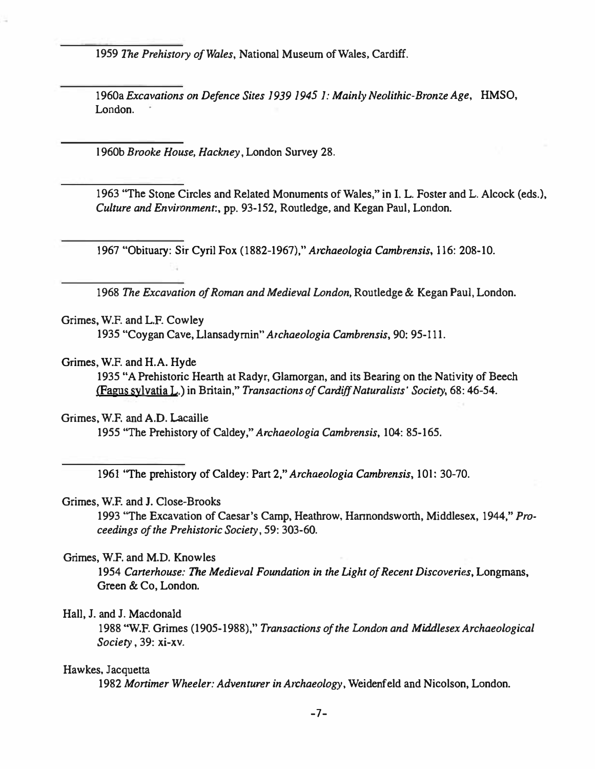\_\_\_\_\_\_\_\_\_\_\_\_\_\_\_\_\_

1959 *The Prehistory of Wales*, National Museum of Wales, Cardiff.

\_\_\_\_\_\_\_\_\_\_\_\_\_\_\_\_\_

1960a *Excavations on Defence Sites 1939 1945 1: Mainly Neolithic-Bronze Age*, HMSO, London.

\_\_\_\_\_\_\_\_\_\_\_\_\_\_\_\_\_

1960b *Brooke House, Hackney*, London Survey 28.

\_\_\_\_\_\_\_\_\_\_\_\_\_\_\_\_\_

1963 "The Stone Circles and Related Monuments of Wales," in I. L. Foster and L. Alcock (eds.), *Culture and Environment:*, pp. 93-152, Routledge, and Kegan Paul, London.

\_\_\_\_\_\_\_\_\_\_\_\_\_\_\_\_\_

1967 "Obituary: Sir Cyril Fox (1882-1967)," *Archaeologia Cambrensis*, 116: 208-10.

\_\_\_\_\_\_\_\_\_\_\_\_\_\_\_\_\_

1968 *The Excavation of Roman and Medieval London*, Routledge & Kegan Paul, London.

Grimes, W.F. and L.F. Cowley
1935 "Coygan Cave, Llansadyrnin" *Archaeologia Cambrensis*, 90: 95-111.

Grimes, W.F. and H.A. Hyde
1935 "A Prehistoric Hearth at Radyr, Glamorgan, and its Bearing on the Nativity of Beech (Fagus sylvatia L.) in Britain," *Transactions of Cardiff Naturalists' Society*, 68: 46-54.

Grimes, W.F. and A.D. Lacaille
1955 "The Prehistory of Caldey," *Archaeologia Cambrensis*, 104: 85-165.

\_\_\_\_\_\_\_\_\_\_\_\_\_\_\_\_\_

1961 "The prehistory of Caldey: Part 2," *Archaeologia Cambrensis*, 101: 30-70.

Grimes, W.F. and J. Close-Brooks
1993 "The Excavation of Caesar's Camp, Heathrow, Harmondsworth, Middlesex, 1944," *Proceedings of the Prehistoric Society*, 59: 303-60.

Grimes, W.F. and M.D. Knowles
1954 *Carterhouse: The Medieval Foundation in the Light of Recent Discoveries*, Longmans, Green & Co, London.

Hall, J. and J. Macdonald
1988 "W.F. Grimes (1905-1988)," *Transactions of the London and Middlesex Archaeological Society*, 39: xi-xv.

Hawkes, Jacquetta
1982 *Mortimer Wheeler: Adventurer in Archaeology*, Weidenfeld and Nicolson, London.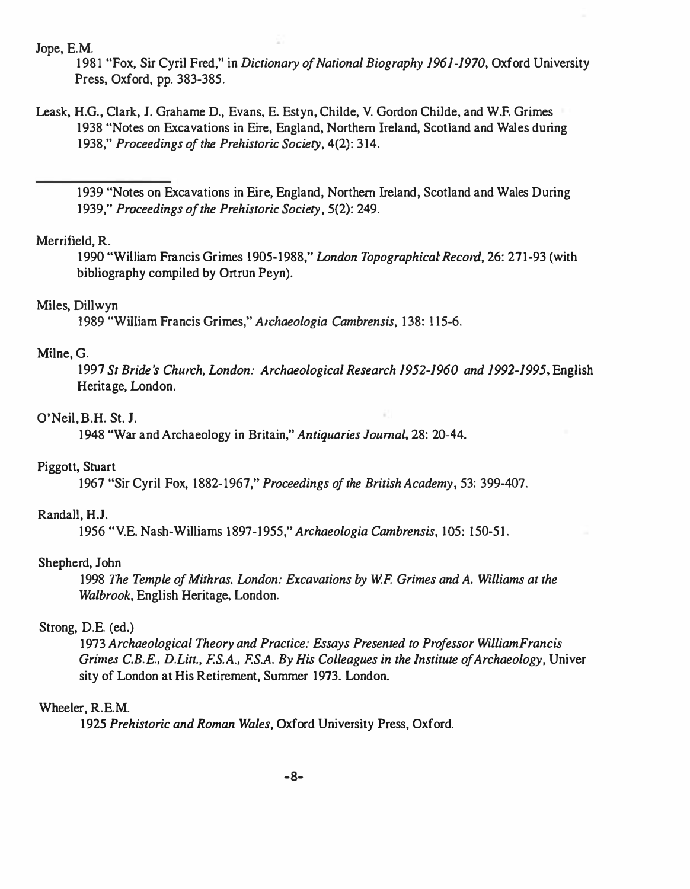Jope, E.M.

1981 "Fox, Sir Cyril Fred," in *Dictionary of National Biography 1961-1970*, Oxford University Press, Oxford, pp. 383-385.

Leask, H.G., Clark, J. Grahame D., Evans, E. Estyn, Childe, V. Gordon Childe, and W.F. Grimes

1938 "Notes on Excavations in Eire, England, Northern Ireland, Scotland and Wales during 1938," *Proceedings of the Prehistoric Society*, 4(2): 314.

\_\_\_\_\_\_\_\_\_\_\_\_\_\_\_\_

1939 "Notes on Excavations in Eire, England, Northern Ireland, Scotland and Wales During 1939," *Proceedings of the Prehistoric Society*, 5(2): 249.

Merrifield, R.

1990 "William Francis Grimes 1905-1988," *London Topographical Record*, 26: 271-93 (with bibliography compiled by Ortrun Peyn).

Miles, Dillwyn

1989 "William Francis Grimes," *Archaeologia Cambrensis*, 138: 115-6.

Milne, G.

1997 *St Bride's Church, London: Archaeological Research 1952-1960 and 1992-1995*, English Heritage, London.

O'Neil, B.H. St. J.

1948 "War and Archaeology in Britain," *Antiquaries Journal*, 28: 20-44.

Piggott, Stuart

1967 "Sir Cyril Fox, 1882-1967," *Proceedings of the British Academy*, 53: 399-407.

Randall, H.J.

1956 "V.E. Nash-Williams 1897-1955," *Archaeologia Cambrensis*, 105: 150-51.

Shepherd, John

1998 *The Temple of Mithras, London: Excavations by W.F. Grimes and A. Williams at the Walbrook*, English Heritage, London.

Strong, D.E. (ed.)

1973 *Archaeological Theory and Practice: Essays Presented to Professor William Francis Grimes C.B.E., D.Litt., F.S.A., F.S.A. By His Colleagues in the Institute of Archaeology*, University of London at His Retirement, Summer 1973. London.

Wheeler, R.E.M.

1925 *Prehistoric and Roman Wales*, Oxford University Press, Oxford.